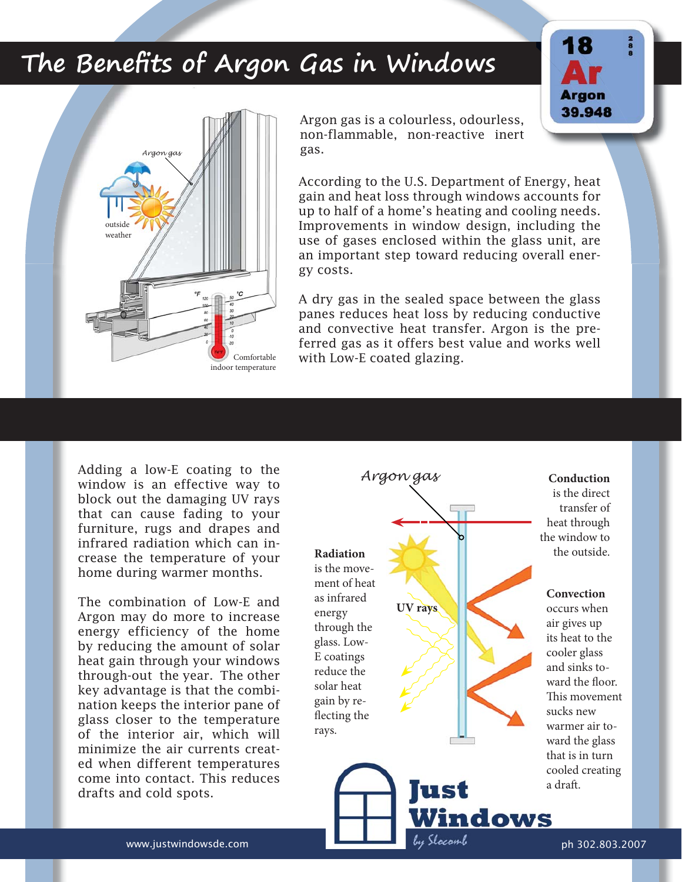# The Benefits of Argon Gas in Windows

18
Ar
Argon
39.948

Argon gas
outside weather
Comfortable indoor temperature

Argon gas is a colourless, odourless, non-flammable, non-reactive inert gas.

According to the U.S. Department of Energy, heat gain and heat loss through windows accounts for up to half of a home's heating and cooling needs. Improvements in window design, including the use of gases enclosed within the glass unit, are an important step toward reducing overall energy costs.

A dry gas in the sealed space between the glass panes reduces heat loss by reducing conductive and convective heat transfer. Argon is the preferred gas as it offers best value and works well with Low-E coated glazing.

Adding a low-E coating to the window is an effective way to block out the damaging UV rays that can cause fading to your furniture, rugs and drapes and infrared radiation which can increase the temperature of your home during warmer months.

The combination of Low-E and Argon may do more to increase energy efficiency of the home by reducing the amount of solar heat gain through your windows through-out the year. The other key advantage is that the combination keeps the interior pane of glass closer to the temperature of the interior air, which will minimize the air currents created when different temperatures come into contact. This reduces drafts and cold spots.

Argon gas

UV rays

**Radiation** is the movement of heat as infrared energy through the glass. Low-E coatings reduce the solar heat gain by reflecting the rays.

**Conduction** is the direct transfer of heat through the window to the outside.

**Convection** occurs when air gives up its heat to the cooler glass and sinks toward the floor. This movement sucks new warmer air toward the glass that is in turn cooled creating a draft.

Just Windows by Slocomb

www.justwindowsde.com

ph 302.803.2007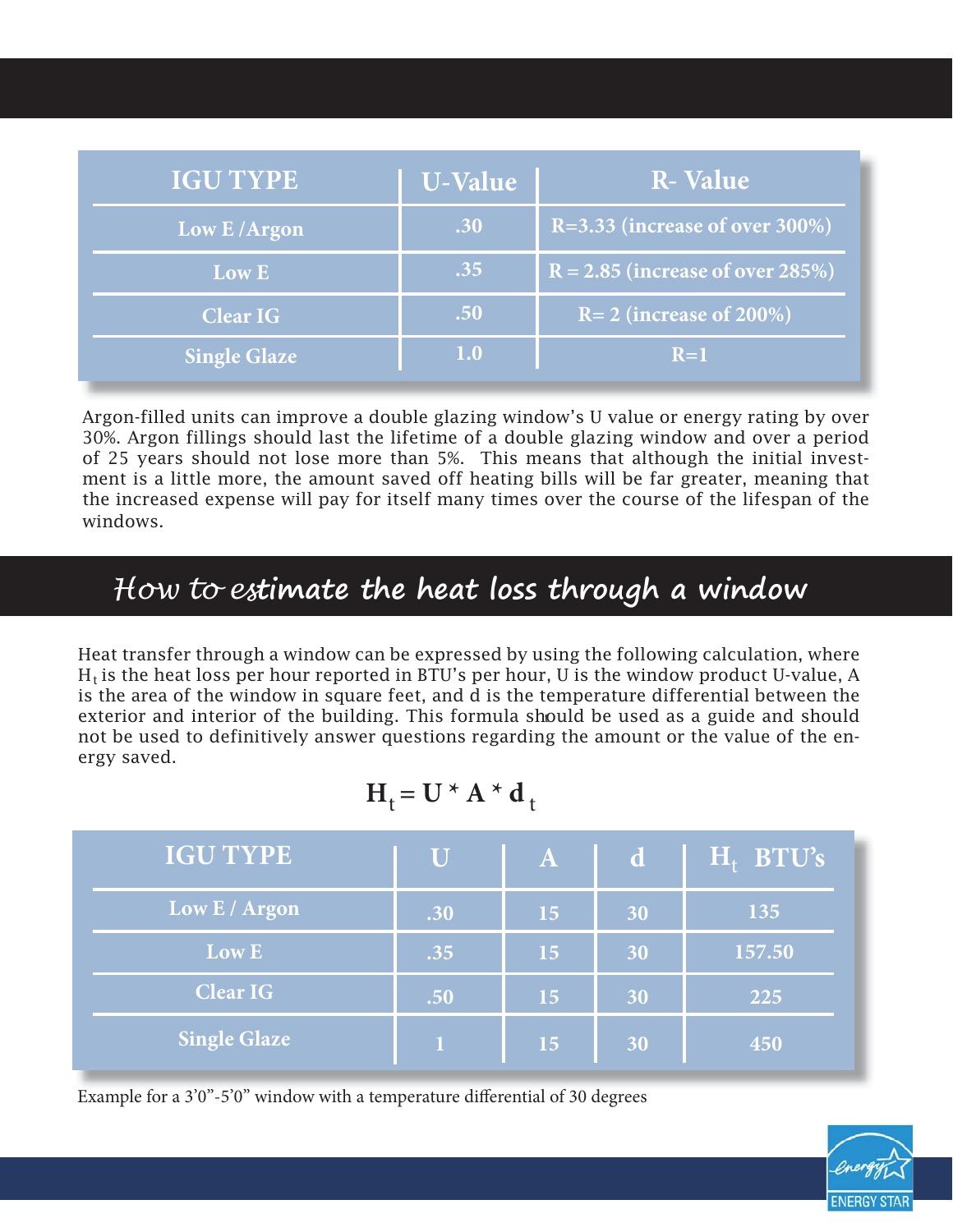| IGU TYPE | U-Value | R- Value |
|---|---|---|
| Low E /Argon | .30 | R=3.33 (increase of over 300%) |
| Low E | .35 | R = 2.85 (increase of over 285%) |
| Clear IG | .50 | R= 2 (increase of 200%) |
| Single Glaze | 1.0 | R=1 |

Argon-filled units can improve a double glazing window's U value or energy rating by over 30%. Argon fillings should last the lifetime of a double glazing window and over a period of 25 years should not lose more than 5%. This means that although the initial investment is a little more, the amount saved off heating bills will be far greater, meaning that the increased expense will pay for itself many times over the course of the lifespan of the windows.

## How to estimate the heat loss through a window

Heat transfer through a window can be expressed by using the following calculation, where $H_t$ is the heat loss per hour reported in BTU's per hour, U is the window product U-value, A is the area of the window in square feet, and d is the temperature differential between the exterior and interior of the building. This formula should be used as a guide and should not be used to definitively answer questions regarding the amount or the value of the energy saved.

$$H_t = U * A * d_t$$

| IGU TYPE | U | A | d | $H_t$ BTU's |
|---|---|---|---|---|
| Low E / Argon | .30 | 15 | 30 | 135 |
| Low E | .35 | 15 | 30 | 157.50 |
| Clear IG | .50 | 15 | 30 | 225 |
| Single Glaze | 1 | 15 | 30 | 450 |

Example for a 3'0"-5'0" window with a temperature differential of 30 degrees

ENERGY STAR